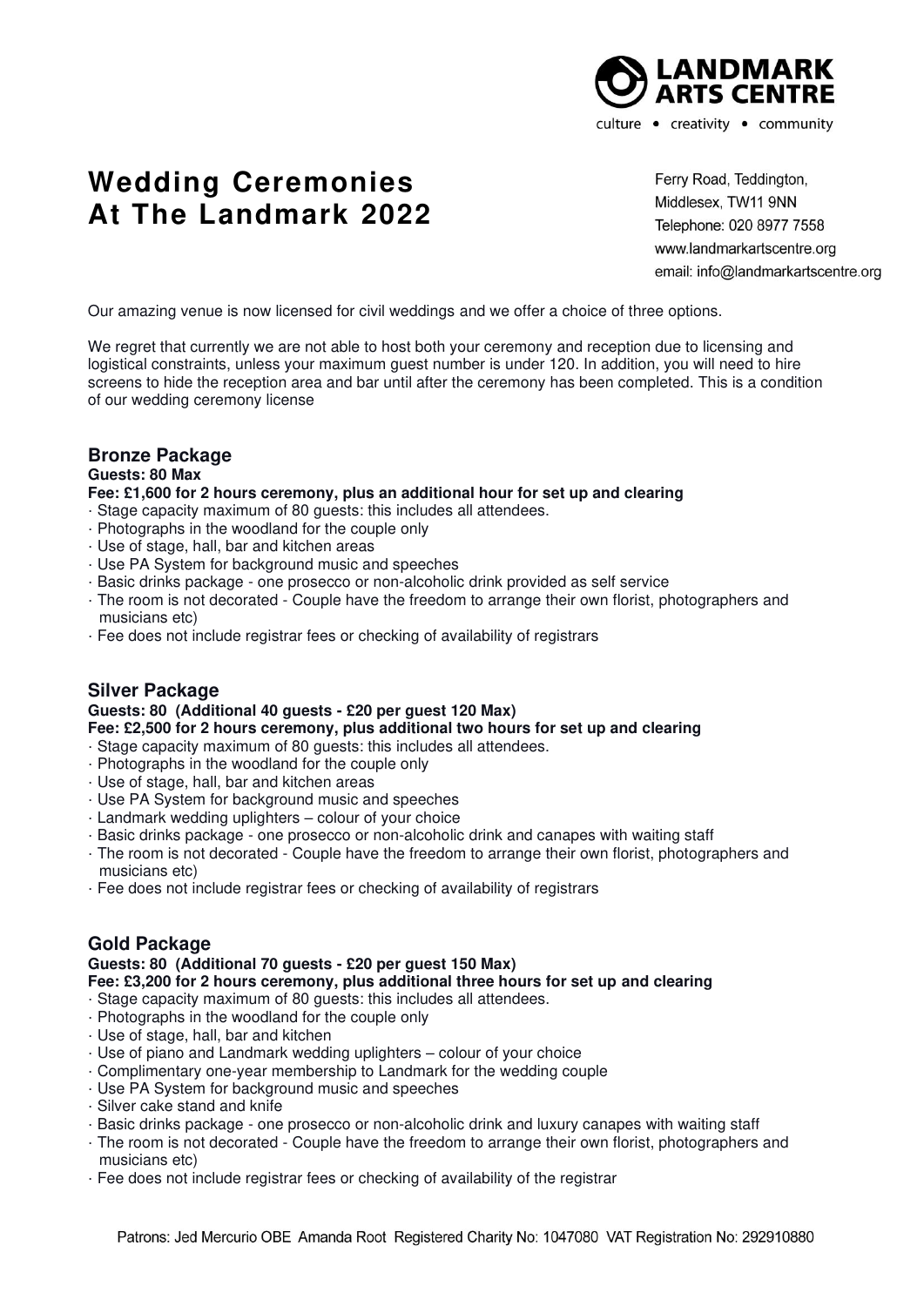LANDMARK ARTS CENTRE

culture • creativity • community

# Wedding Ceremonies At The Landmark 2022

Ferry Road, Teddington,
Middlesex, TW11 9NN
Telephone: 020 8977 7558
www.landmarkartscentre.org
email: info@landmarkartscentre.org

Our amazing venue is now licensed for civil weddings and we offer a choice of three options.

We regret that currently we are not able to host both your ceremony and reception due to licensing and logistical constraints, unless your maximum guest number is under 120. In addition, you will need to hire screens to hide the reception area and bar until after the ceremony has been completed. This is a condition of our wedding ceremony license

## Bronze Package

**Guests: 80 Max**

**Fee: £1,600 for 2 hours ceremony, plus an additional hour for set up and clearing**

- Stage capacity maximum of 80 guests: this includes all attendees.
- Photographs in the woodland for the couple only
- Use of stage, hall, bar and kitchen areas
- Use PA System for background music and speeches
- Basic drinks package - one prosecco or non-alcoholic drink provided as self service
- The room is not decorated - Couple have the freedom to arrange their own florist, photographers and musicians etc)
- Fee does not include registrar fees or checking of availability of registrars

## Silver Package

**Guests: 80 (Additional 40 guests - £20 per guest 120 Max)**

**Fee: £2,500 for 2 hours ceremony, plus additional two hours for set up and clearing**

- Stage capacity maximum of 80 guests: this includes all attendees.
- Photographs in the woodland for the couple only
- Use of stage, hall, bar and kitchen areas
- Use PA System for background music and speeches
- Landmark wedding uplighters – colour of your choice
- Basic drinks package - one prosecco or non-alcoholic drink and canapes with waiting staff
- The room is not decorated - Couple have the freedom to arrange their own florist, photographers and musicians etc)
- Fee does not include registrar fees or checking of availability of registrars

## Gold Package

**Guests: 80 (Additional 70 guests - £20 per guest 150 Max)**

**Fee: £3,200 for 2 hours ceremony, plus additional three hours for set up and clearing**

- Stage capacity maximum of 80 guests: this includes all attendees.
- Photographs in the woodland for the couple only
- Use of stage, hall, bar and kitchen
- Use of piano and Landmark wedding uplighters – colour of your choice
- Complimentary one-year membership to Landmark for the wedding couple
- Use PA System for background music and speeches
- Silver cake stand and knife
- Basic drinks package - one prosecco or non-alcoholic drink and luxury canapes with waiting staff
- The room is not decorated - Couple have the freedom to arrange their own florist, photographers and musicians etc)
- Fee does not include registrar fees or checking of availability of the registrar

Patrons: Jed Mercurio OBE Amanda Root Registered Charity No: 1047080 VAT Registration No: 292910880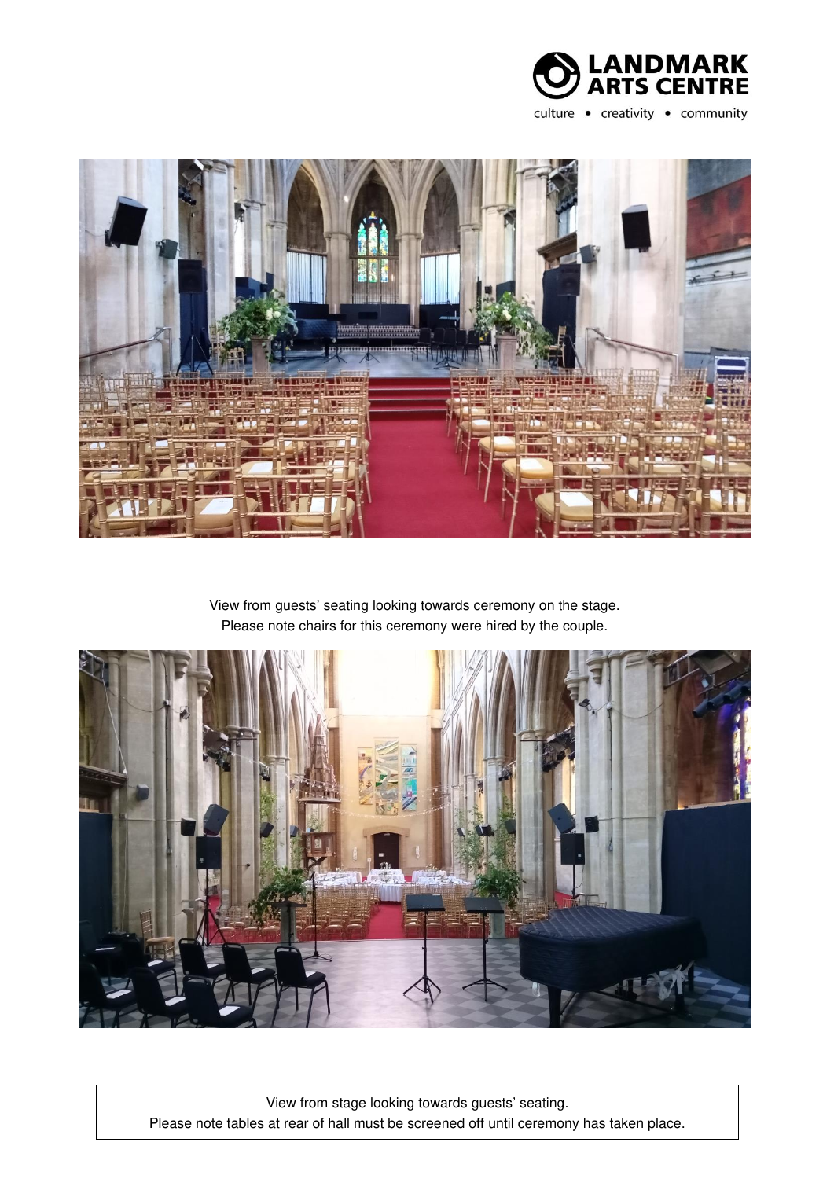View from guests' seating looking towards ceremony on the stage.
Please note chairs for this ceremony were hired by the couple.

View from stage looking towards guests' seating.
Please note tables at rear of hall must be screened off until ceremony has taken place.